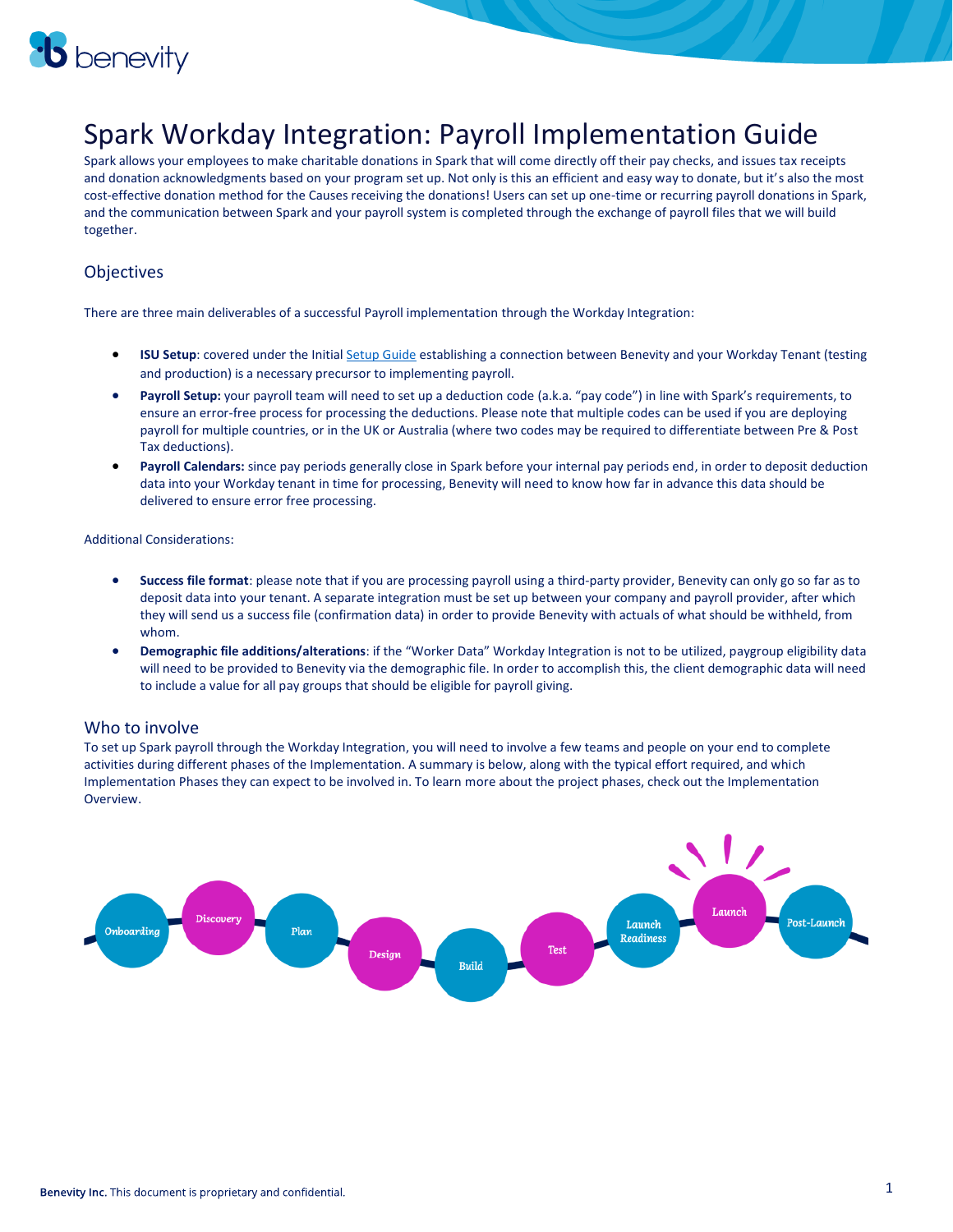# Spark Workday Integration: Payroll Implementation Guide

Spark allows your employees to make charitable donations in Spark that will come directly off their pay checks, and issues tax receipts and donation acknowledgments based on your program set up. Not only is this an efficient and easy way to donate, but it's also the most cost-effective donation method for the Causes receiving the donations! Users can set up one-time or recurring payroll donations in Spark, and the communication between Spark and your payroll system is completed through the exchange of payroll files that we will build together.

## Objectives

There are three main deliverables of a successful Payroll implementation through the Workday Integration:

- **ISU Setup**: covered under the Initial Setup Guide establishing a connection between Benevity and your Workday Tenant (testing and production) is a necessary precursor to implementing payroll.
- **Payroll Setup:** your payroll team will need to set up a deduction code (a.k.a. "pay code") in line with Spark's requirements, to ensure an error-free process for processing the deductions. Please note that multiple codes can be used if you are deploying payroll for multiple countries, or in the UK or Australia (where two codes may be required to differentiate between Pre & Post Tax deductions).
- **Payroll Calendars:** since pay periods generally close in Spark before your internal pay periods end, in order to deposit deduction data into your Workday tenant in time for processing, Benevity will need to know how far in advance this data should be delivered to ensure error free processing.

Additional Considerations:

- **Success file format**: please note that if you are processing payroll using a third-party provider, Benevity can only go so far as to deposit data into your tenant. A separate integration must be set up between your company and payroll provider, after which they will send us a success file (confirmation data) in order to provide Benevity with actuals of what should be withheld, from whom.
- **Demographic file additions/alterations**: if the "Worker Data" Workday Integration is not to be utilized, paygroup eligibility data will need to be provided to Benevity via the demographic file. In order to accomplish this, the client demographic data will need to include a value for all pay groups that should be eligible for payroll giving.

## Who to involve

To set up Spark payroll through the Workday Integration, you will need to involve a few teams and people on your end to complete activities during different phases of the Implementation. A summary is below, along with the typical effort required, and which Implementation Phases they can expect to be involved in. To learn more about the project phases, check out the Implementation Overview.

Onboarding → Discovery → Plan → Design → Build → Test → Launch Readiness → Launch → Post-Launch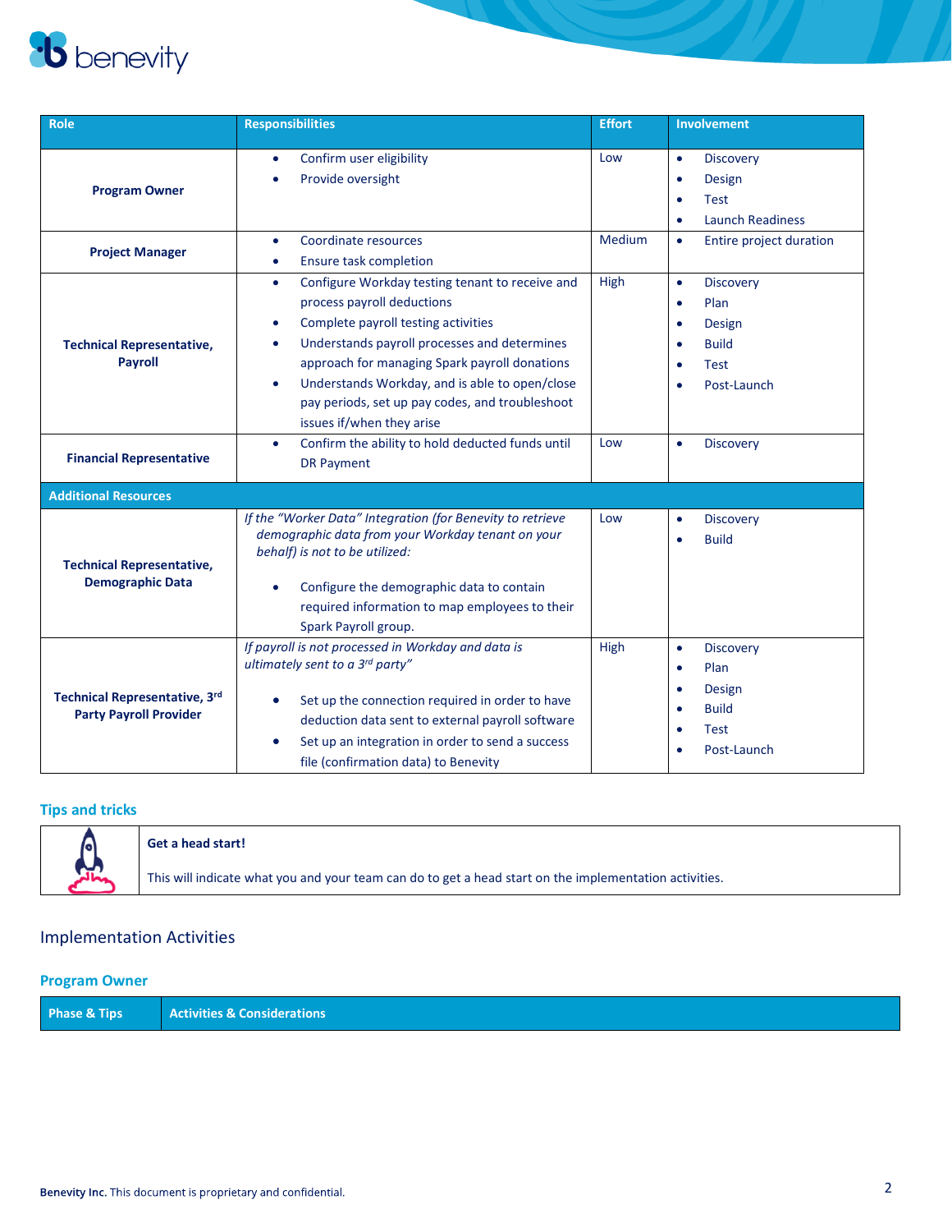| Role | Responsibilities | Effort | Involvement |
| --- | --- | --- | --- |
| **Program Owner** | • Confirm user eligibility<br>• Provide oversight | Low | • Discovery<br>• Design<br>• Test<br>• Launch Readiness |
| **Project Manager** | • Coordinate resources<br>• Ensure task completion | Medium | • Entire project duration |
| **Technical Representative, Payroll** | • Configure Workday testing tenant to receive and process payroll deductions<br>• Complete payroll testing activities<br>• Understands payroll processes and determines approach for managing Spark payroll donations<br>• Understands Workday, and is able to open/close pay periods, set up pay codes, and troubleshoot issues if/when they arise | High | • Discovery<br>• Plan<br>• Design<br>• Build<br>• Test<br>• Post-Launch |
| **Financial Representative** | • Confirm the ability to hold deducted funds until DR Payment | Low | • Discovery |
| **Additional Resources** | | | |
| **Technical Representative, Demographic Data** | *If the "Worker Data" Integration (for Benevity to retrieve demographic data from your Workday tenant on your behalf) is not to be utilized:*<br><br>• Configure the demographic data to contain required information to map employees to their Spark Payroll group. | Low | • Discovery<br>• Build |
| **Technical Representative, 3rd Party Payroll Provider** | *If payroll is not processed in Workday and data is ultimately sent to a 3rd party"*<br><br>• Set up the connection required in order to have deduction data sent to external payroll software<br>• Set up an integration in order to send a success file (confirmation data) to Benevity | High | • Discovery<br>• Plan<br>• Design<br>• Build<br>• Test<br>• Post-Launch |

### Tips and tricks

| | |
| --- | --- |
| | **Get a head start!**<br><br>This will indicate what you and your team can do to get a head start on the implementation activities. |

## Implementation Activities

### Program Owner

| Phase & Tips | Activities & Considerations |
| --- | --- |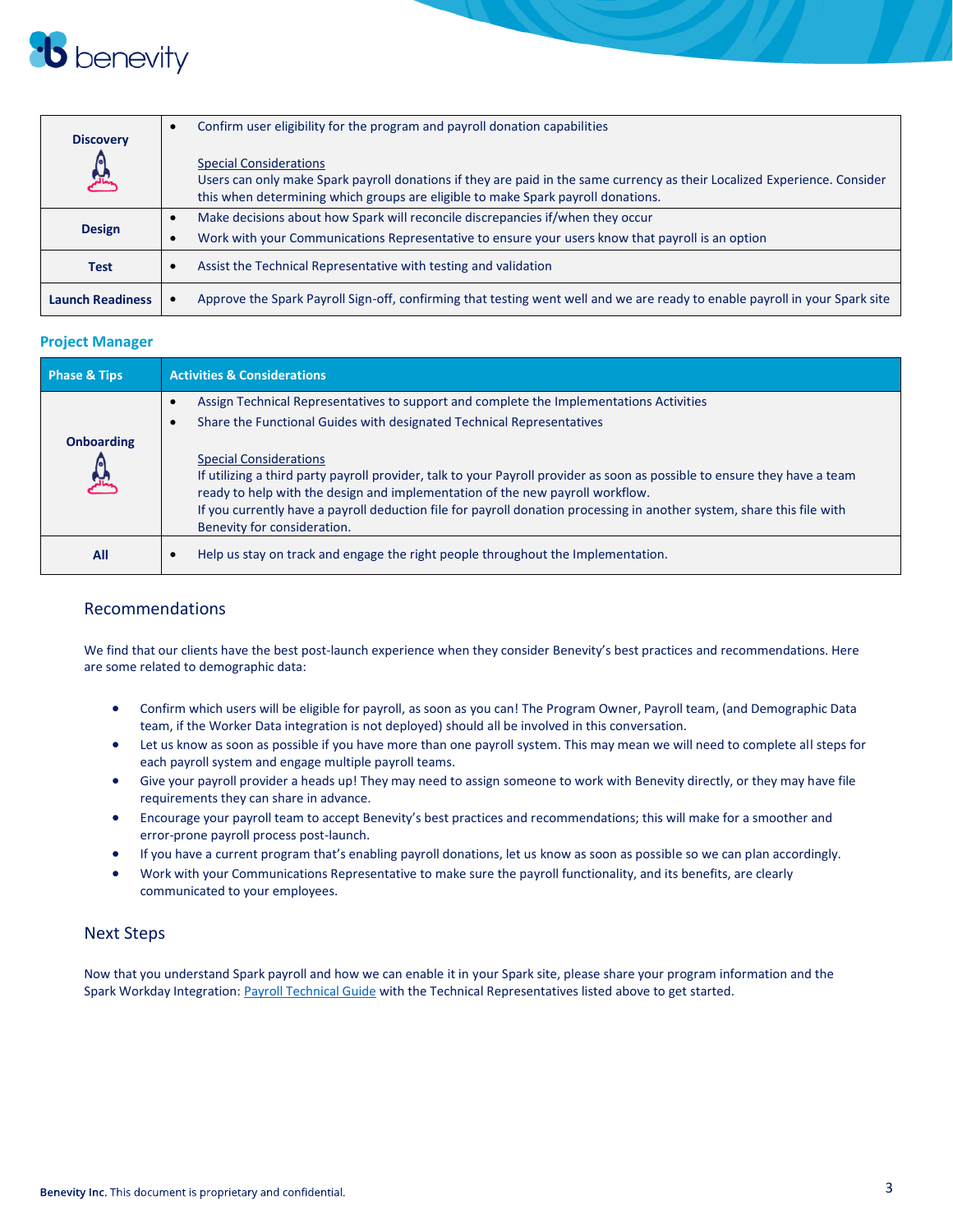| | |
|---|---|
| **Discovery** | • Confirm user eligibility for the program and payroll donation capabilities<br><br>Special Considerations<br>Users can only make Spark payroll donations if they are paid in the same currency as their Localized Experience. Consider this when determining which groups are eligible to make Spark payroll donations. |
| **Design** | • Make decisions about how Spark will reconcile discrepancies if/when they occur<br>• Work with your Communications Representative to ensure your users know that payroll is an option |
| **Test** | • Assist the Technical Representative with testing and validation |
| **Launch Readiness** | • Approve the Spark Payroll Sign-off, confirming that testing went well and we are ready to enable payroll in your Spark site |

### Project Manager

| Phase & Tips | Activities & Considerations |
|---|---|
| **Onboarding** | • Assign Technical Representatives to support and complete the Implementations Activities<br>• Share the Functional Guides with designated Technical Representatives<br><br>Special Considerations<br>If utilizing a third party payroll provider, talk to your Payroll provider as soon as possible to ensure they have a team ready to help with the design and implementation of the new payroll workflow.<br>If you currently have a payroll deduction file for payroll donation processing in another system, share this file with Benevity for consideration. |
| **All** | • Help us stay on track and engage the right people throughout the Implementation. |

## Recommendations

We find that our clients have the best post-launch experience when they consider Benevity's best practices and recommendations. Here are some related to demographic data:

- Confirm which users will be eligible for payroll, as soon as you can! The Program Owner, Payroll team, (and Demographic Data team, if the Worker Data integration is not deployed) should all be involved in this conversation.
- Let us know as soon as possible if you have more than one payroll system. This may mean we will need to complete all steps for each payroll system and engage multiple payroll teams.
- Give your payroll provider a heads up! They may need to assign someone to work with Benevity directly, or they may have file requirements they can share in advance.
- Encourage your payroll team to accept Benevity's best practices and recommendations; this will make for a smoother and error-prone payroll process post-launch.
- If you have a current program that's enabling payroll donations, let us know as soon as possible so we can plan accordingly.
- Work with your Communications Representative to make sure the payroll functionality, and its benefits, are clearly communicated to your employees.

## Next Steps

Now that you understand Spark payroll and how we can enable it in your Spark site, please share your program information and the Spark Workday Integration: Payroll Technical Guide with the Technical Representatives listed above to get started.

**Benevity Inc.** This document is proprietary and confidential.